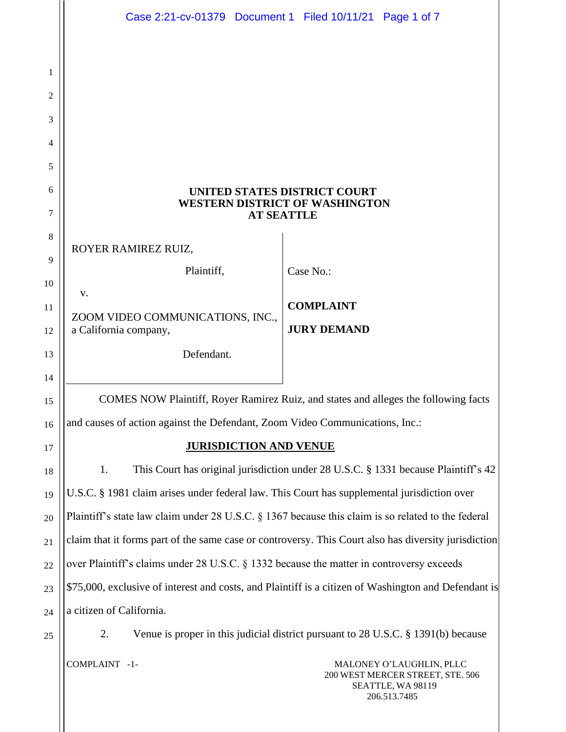**UNITED STATES DISTRICT COURT**
**WESTERN DISTRICT OF WASHINGTON**
**AT SEATTLE**

| | |
|---|---|
| ROYER RAMIREZ RUIZ,<br><br>Plaintiff,<br><br>v.<br><br>ZOOM VIDEO COMMUNICATIONS, INC., a California company,<br><br>Defendant. | Case No.:<br><br>**COMPLAINT**<br><br>**JURY DEMAND** |

COMES NOW Plaintiff, Royer Ramirez Ruiz, and states and alleges the following facts and causes of action against the Defendant, Zoom Video Communications, Inc.:

**JURISDICTION AND VENUE**

1. This Court has original jurisdiction under 28 U.S.C. § 1331 because Plaintiff's 42 U.S.C. § 1981 claim arises under federal law. This Court has supplemental jurisdiction over Plaintiff's state law claim under 28 U.S.C. § 1367 because this claim is so related to the federal claim that it forms part of the same case or controversy. This Court also has diversity jurisdiction over Plaintiff's claims under 28 U.S.C. § 1332 because the matter in controversy exceeds $75,000, exclusive of interest and costs, and Plaintiff is a citizen of Washington and Defendant is a citizen of California.

2. Venue is proper in this judicial district pursuant to 28 U.S.C. § 1391(b) because

COMPLAINT -1-

MALONEY O'LAUGHLIN, PLLC
200 WEST MERCER STREET, STE. 506
SEATTLE, WA 98119
206.513.7485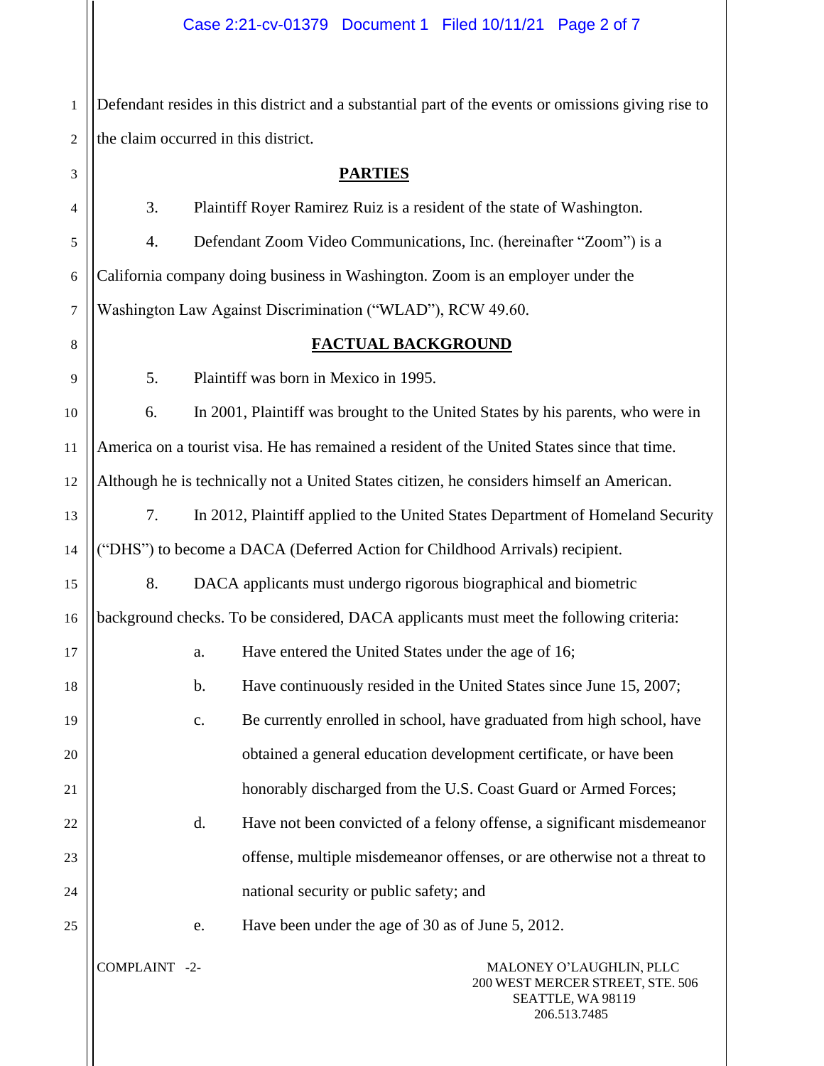Defendant resides in this district and a substantial part of the events or omissions giving rise to the claim occurred in this district.

**PARTIES**

3. Plaintiff Royer Ramirez Ruiz is a resident of the state of Washington.

4. Defendant Zoom Video Communications, Inc. (hereinafter "Zoom") is a California company doing business in Washington. Zoom is an employer under the Washington Law Against Discrimination ("WLAD"), RCW 49.60.

**FACTUAL BACKGROUND**

5. Plaintiff was born in Mexico in 1995.

6. In 2001, Plaintiff was brought to the United States by his parents, who were in America on a tourist visa. He has remained a resident of the United States since that time. Although he is technically not a United States citizen, he considers himself an American.

7. In 2012, Plaintiff applied to the United States Department of Homeland Security ("DHS") to become a DACA (Deferred Action for Childhood Arrivals) recipient.

8. DACA applicants must undergo rigorous biographical and biometric background checks. To be considered, DACA applicants must meet the following criteria:

   a. Have entered the United States under the age of 16;

   b. Have continuously resided in the United States since June 15, 2007;

   c. Be currently enrolled in school, have graduated from high school, have obtained a general education development certificate, or have been honorably discharged from the U.S. Coast Guard or Armed Forces;

   d. Have not been convicted of a felony offense, a significant misdemeanor offense, multiple misdemeanor offenses, or are otherwise not a threat to national security or public safety; and

   e. Have been under the age of 30 as of June 5, 2012.

COMPLAINT -2-

MALONEY O'LAUGHLIN, PLLC
200 WEST MERCER STREET, STE. 506
SEATTLE, WA 98119
206.513.7485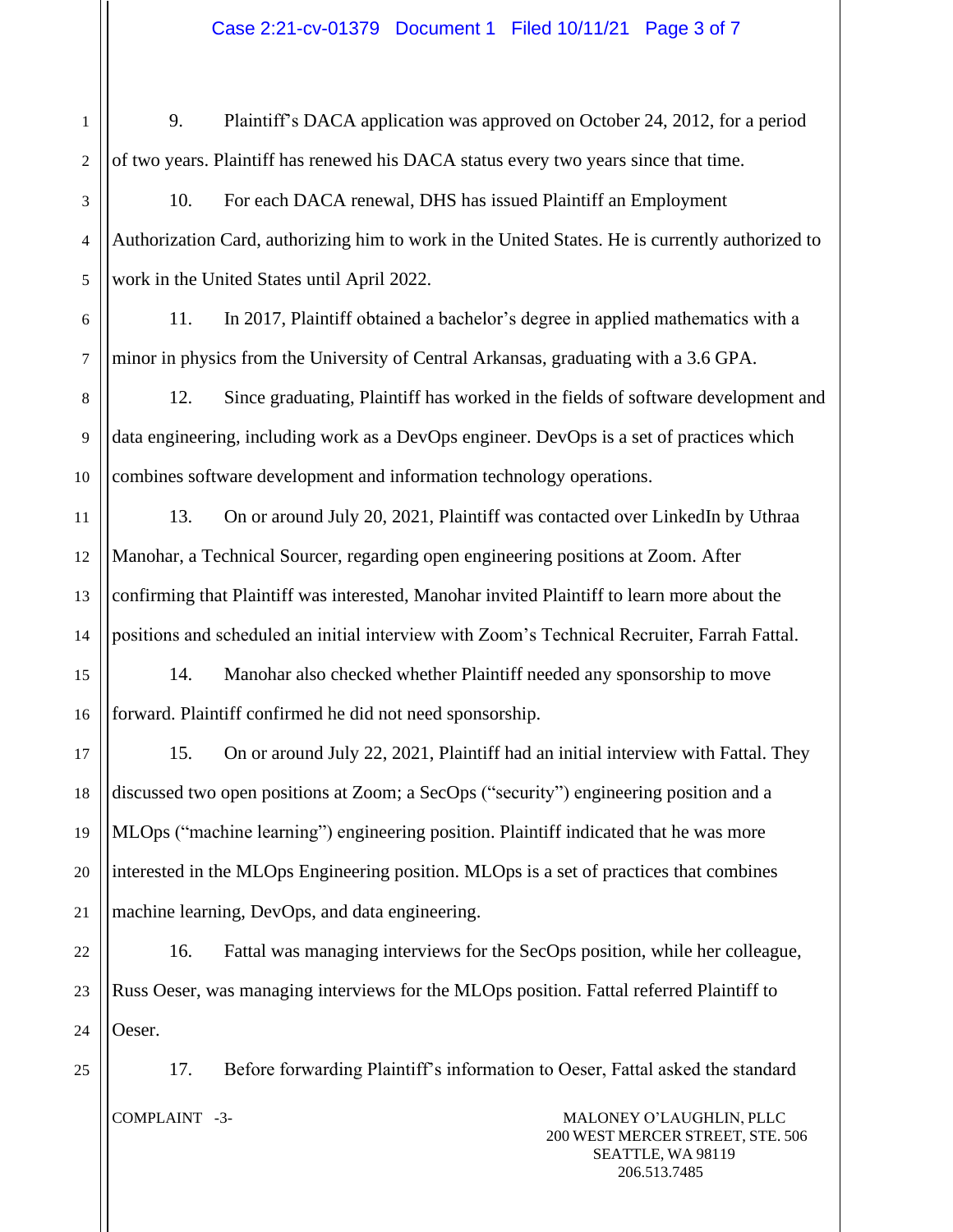9. Plaintiff's DACA application was approved on October 24, 2012, for a period of two years. Plaintiff has renewed his DACA status every two years since that time.

10. For each DACA renewal, DHS has issued Plaintiff an Employment Authorization Card, authorizing him to work in the United States. He is currently authorized to work in the United States until April 2022.

11. In 2017, Plaintiff obtained a bachelor's degree in applied mathematics with a minor in physics from the University of Central Arkansas, graduating with a 3.6 GPA.

12. Since graduating, Plaintiff has worked in the fields of software development and data engineering, including work as a DevOps engineer. DevOps is a set of practices which combines software development and information technology operations.

13. On or around July 20, 2021, Plaintiff was contacted over LinkedIn by Uthraa Manohar, a Technical Sourcer, regarding open engineering positions at Zoom. After confirming that Plaintiff was interested, Manohar invited Plaintiff to learn more about the positions and scheduled an initial interview with Zoom's Technical Recruiter, Farrah Fattal.

14. Manohar also checked whether Plaintiff needed any sponsorship to move forward. Plaintiff confirmed he did not need sponsorship.

15. On or around July 22, 2021, Plaintiff had an initial interview with Fattal. They discussed two open positions at Zoom; a SecOps ("security") engineering position and a MLOps ("machine learning") engineering position. Plaintiff indicated that he was more interested in the MLOps Engineering position. MLOps is a set of practices that combines machine learning, DevOps, and data engineering.

16. Fattal was managing interviews for the SecOps position, while her colleague, Russ Oeser, was managing interviews for the MLOps position. Fattal referred Plaintiff to Oeser.

17. Before forwarding Plaintiff's information to Oeser, Fattal asked the standard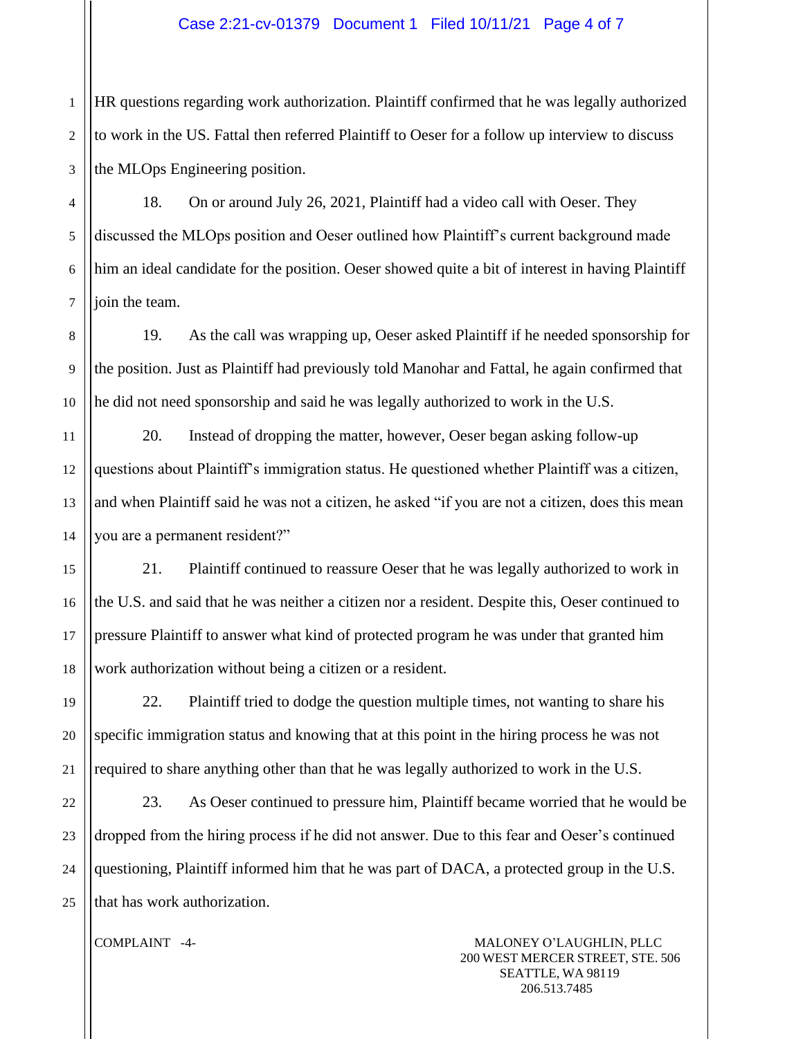HR questions regarding work authorization. Plaintiff confirmed that he was legally authorized to work in the US. Fattal then referred Plaintiff to Oeser for a follow up interview to discuss the MLOps Engineering position.

18. On or around July 26, 2021, Plaintiff had a video call with Oeser. They discussed the MLOps position and Oeser outlined how Plaintiff's current background made him an ideal candidate for the position. Oeser showed quite a bit of interest in having Plaintiff join the team.

19. As the call was wrapping up, Oeser asked Plaintiff if he needed sponsorship for the position. Just as Plaintiff had previously told Manohar and Fattal, he again confirmed that he did not need sponsorship and said he was legally authorized to work in the U.S.

20. Instead of dropping the matter, however, Oeser began asking follow-up questions about Plaintiff's immigration status. He questioned whether Plaintiff was a citizen, and when Plaintiff said he was not a citizen, he asked "if you are not a citizen, does this mean you are a permanent resident?"

21. Plaintiff continued to reassure Oeser that he was legally authorized to work in the U.S. and said that he was neither a citizen nor a resident. Despite this, Oeser continued to pressure Plaintiff to answer what kind of protected program he was under that granted him work authorization without being a citizen or a resident.

22. Plaintiff tried to dodge the question multiple times, not wanting to share his specific immigration status and knowing that at this point in the hiring process he was not required to share anything other than that he was legally authorized to work in the U.S.

23. As Oeser continued to pressure him, Plaintiff became worried that he would be dropped from the hiring process if he did not answer. Due to this fear and Oeser's continued questioning, Plaintiff informed him that he was part of DACA, a protected group in the U.S. that has work authorization.

COMPLAINT -4-

MALONEY O'LAUGHLIN, PLLC
200 WEST MERCER STREET, STE. 506
SEATTLE, WA 98119
206.513.7485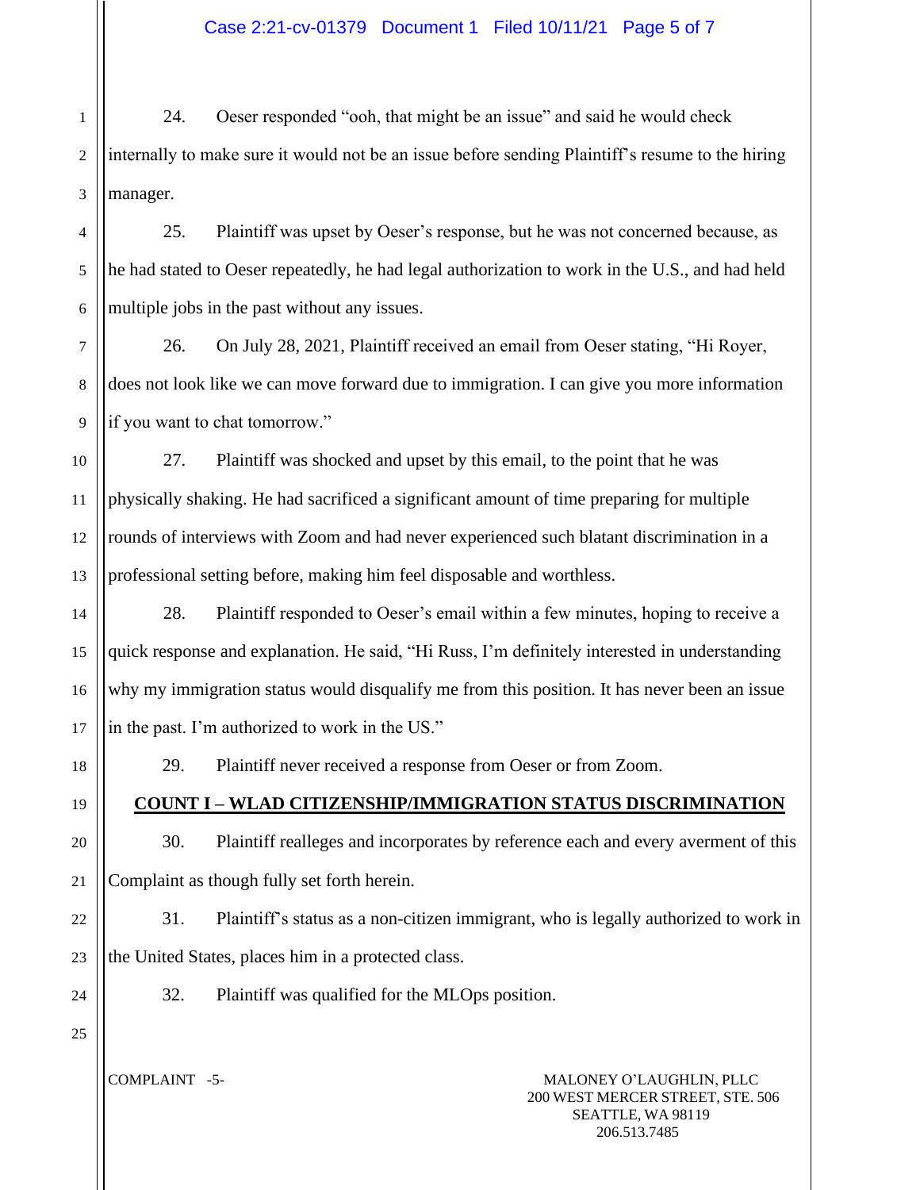24. Oeser responded "ooh, that might be an issue" and said he would check internally to make sure it would not be an issue before sending Plaintiff's resume to the hiring manager.

25. Plaintiff was upset by Oeser's response, but he was not concerned because, as he had stated to Oeser repeatedly, he had legal authorization to work in the U.S., and had held multiple jobs in the past without any issues.

26. On July 28, 2021, Plaintiff received an email from Oeser stating, "Hi Royer, does not look like we can move forward due to immigration. I can give you more information if you want to chat tomorrow."

27. Plaintiff was shocked and upset by this email, to the point that he was physically shaking. He had sacrificed a significant amount of time preparing for multiple rounds of interviews with Zoom and had never experienced such blatant discrimination in a professional setting before, making him feel disposable and worthless.

28. Plaintiff responded to Oeser's email within a few minutes, hoping to receive a quick response and explanation. He said, "Hi Russ, I'm definitely interested in understanding why my immigration status would disqualify me from this position. It has never been an issue in the past. I'm authorized to work in the US."

29. Plaintiff never received a response from Oeser or from Zoom.

## COUNT I – WLAD CITIZENSHIP/IMMIGRATION STATUS DISCRIMINATION

30. Plaintiff realleges and incorporates by reference each and every averment of this Complaint as though fully set forth herein.

31. Plaintiff's status as a non-citizen immigrant, who is legally authorized to work in the United States, places him in a protected class.

32. Plaintiff was qualified for the MLOps position.

COMPLAINT -5-

MALONEY O'LAUGHLIN, PLLC
200 WEST MERCER STREET, STE. 506
SEATTLE, WA 98119
206.513.7485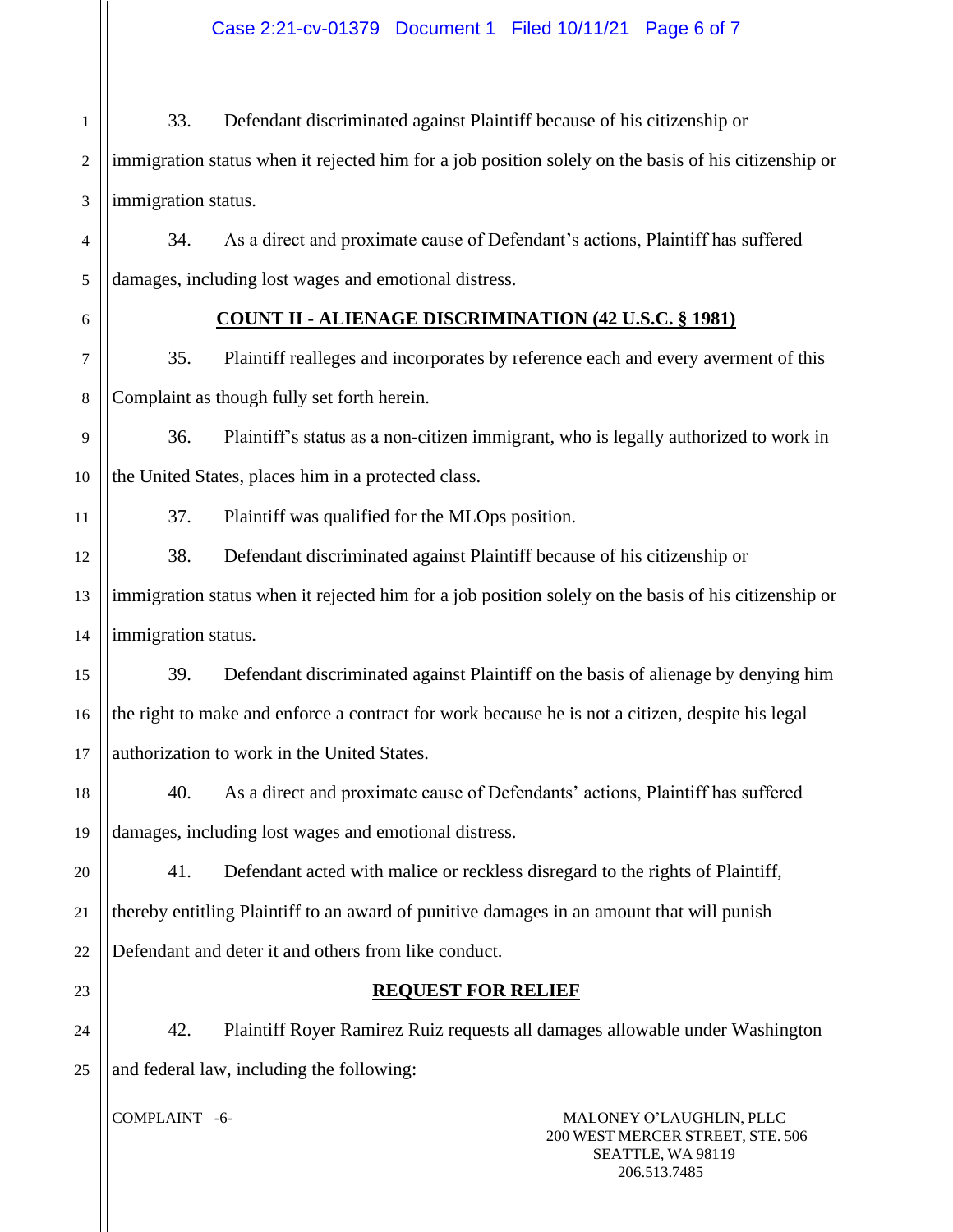33. Defendant discriminated against Plaintiff because of his citizenship or immigration status when it rejected him for a job position solely on the basis of his citizenship or immigration status.

34. As a direct and proximate cause of Defendant's actions, Plaintiff has suffered damages, including lost wages and emotional distress.

**COUNT II - ALIENAGE DISCRIMINATION (42 U.S.C. § 1981)**

35. Plaintiff realleges and incorporates by reference each and every averment of this Complaint as though fully set forth herein.

36. Plaintiff's status as a non-citizen immigrant, who is legally authorized to work in the United States, places him in a protected class.

37. Plaintiff was qualified for the MLOps position.

38. Defendant discriminated against Plaintiff because of his citizenship or immigration status when it rejected him for a job position solely on the basis of his citizenship or immigration status.

39. Defendant discriminated against Plaintiff on the basis of alienage by denying him the right to make and enforce a contract for work because he is not a citizen, despite his legal authorization to work in the United States.

40. As a direct and proximate cause of Defendants' actions, Plaintiff has suffered damages, including lost wages and emotional distress.

41. Defendant acted with malice or reckless disregard to the rights of Plaintiff, thereby entitling Plaintiff to an award of punitive damages in an amount that will punish Defendant and deter it and others from like conduct.

**REQUEST FOR RELIEF**

42. Plaintiff Royer Ramirez Ruiz requests all damages allowable under Washington and federal law, including the following:

COMPLAINT -6-

MALONEY O'LAUGHLIN, PLLC
200 WEST MERCER STREET, STE. 506
SEATTLE, WA 98119
206.513.7485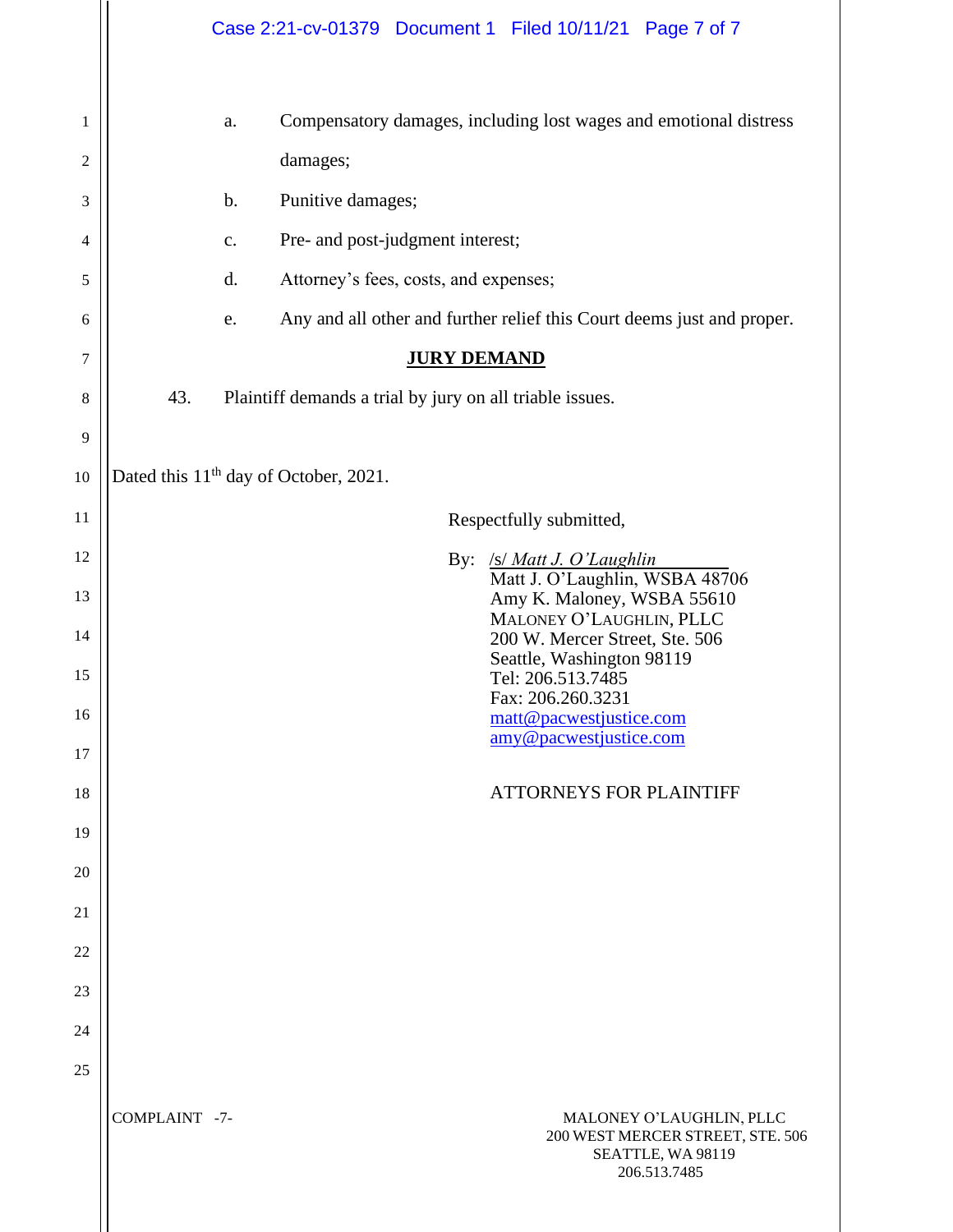a. Compensatory damages, including lost wages and emotional distress damages;

b. Punitive damages;

c. Pre- and post-judgment interest;

d. Attorney's fees, costs, and expenses;

e. Any and all other and further relief this Court deems just and proper.

## JURY DEMAND

43. Plaintiff demands a trial by jury on all triable issues.

Dated this 11th day of October, 2021.

Respectfully submitted,

By: /s/ *Matt J. O'Laughlin*
Matt J. O'Laughlin, WSBA 48706
Amy K. Maloney, WSBA 55610
MALONEY O'LAUGHLIN, PLLC
200 W. Mercer Street, Ste. 506
Seattle, Washington 98119
Tel: 206.513.7485
Fax: 206.260.3231
matt@pacwestjustice.com
amy@pacwestjustice.com

ATTORNEYS FOR PLAINTIFF